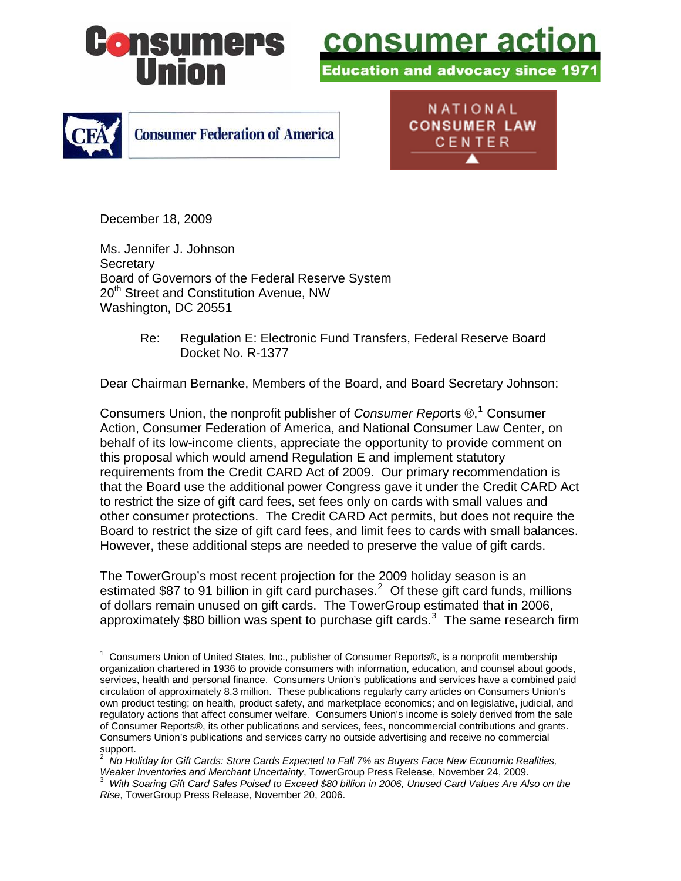Consumers Union

consumer action
Education and advocacy since 1971

Consumer Federation of America

NATIONAL CONSUMER LAW CENTER

December 18, 2009

Ms. Jennifer J. Johnson
Secretary
Board of Governors of the Federal Reserve System
20th Street and Constitution Avenue, NW
Washington, DC 20551

Re: Regulation E: Electronic Fund Transfers, Federal Reserve Board Docket No. R-1377

Dear Chairman Bernanke, Members of the Board, and Board Secretary Johnson:

Consumers Union, the nonprofit publisher of *Consumer Reports* ®,[1] Consumer Action, Consumer Federation of America, and National Consumer Law Center, on behalf of its low-income clients, appreciate the opportunity to provide comment on this proposal which would amend Regulation E and implement statutory requirements from the Credit CARD Act of 2009. Our primary recommendation is that the Board use the additional power Congress gave it under the Credit CARD Act to restrict the size of gift card fees, set fees only on cards with small values and other consumer protections. The Credit CARD Act permits, but does not require the Board to restrict the size of gift card fees, and limit fees to cards with small balances. However, these additional steps are needed to preserve the value of gift cards.

The TowerGroup's most recent projection for the 2009 holiday season is an estimated \$87 to 91 billion in gift card purchases.[2] Of these gift card funds, millions of dollars remain unused on gift cards. The TowerGroup estimated that in 2006, approximately \$80 billion was spent to purchase gift cards.[3] The same research firm

---

[1] Consumers Union of United States, Inc., publisher of Consumer Reports®, is a nonprofit membership organization chartered in 1936 to provide consumers with information, education, and counsel about goods, services, health and personal finance. Consumers Union's publications and services have a combined paid circulation of approximately 8.3 million. These publications regularly carry articles on Consumers Union's own product testing; on health, product safety, and marketplace economics; and on legislative, judicial, and regulatory actions that affect consumer welfare. Consumers Union's income is solely derived from the sale of Consumer Reports®, its other publications and services, fees, noncommercial contributions and grants. Consumers Union's publications and services carry no outside advertising and receive no commercial support.

[2] *No Holiday for Gift Cards: Store Cards Expected to Fall 7% as Buyers Face New Economic Realities, Weaker Inventories and Merchant Uncertainty*, TowerGroup Press Release, November 24, 2009.

[3] *With Soaring Gift Card Sales Poised to Exceed \$80 billion in 2006, Unused Card Values Are Also on the Rise*, TowerGroup Press Release, November 20, 2006.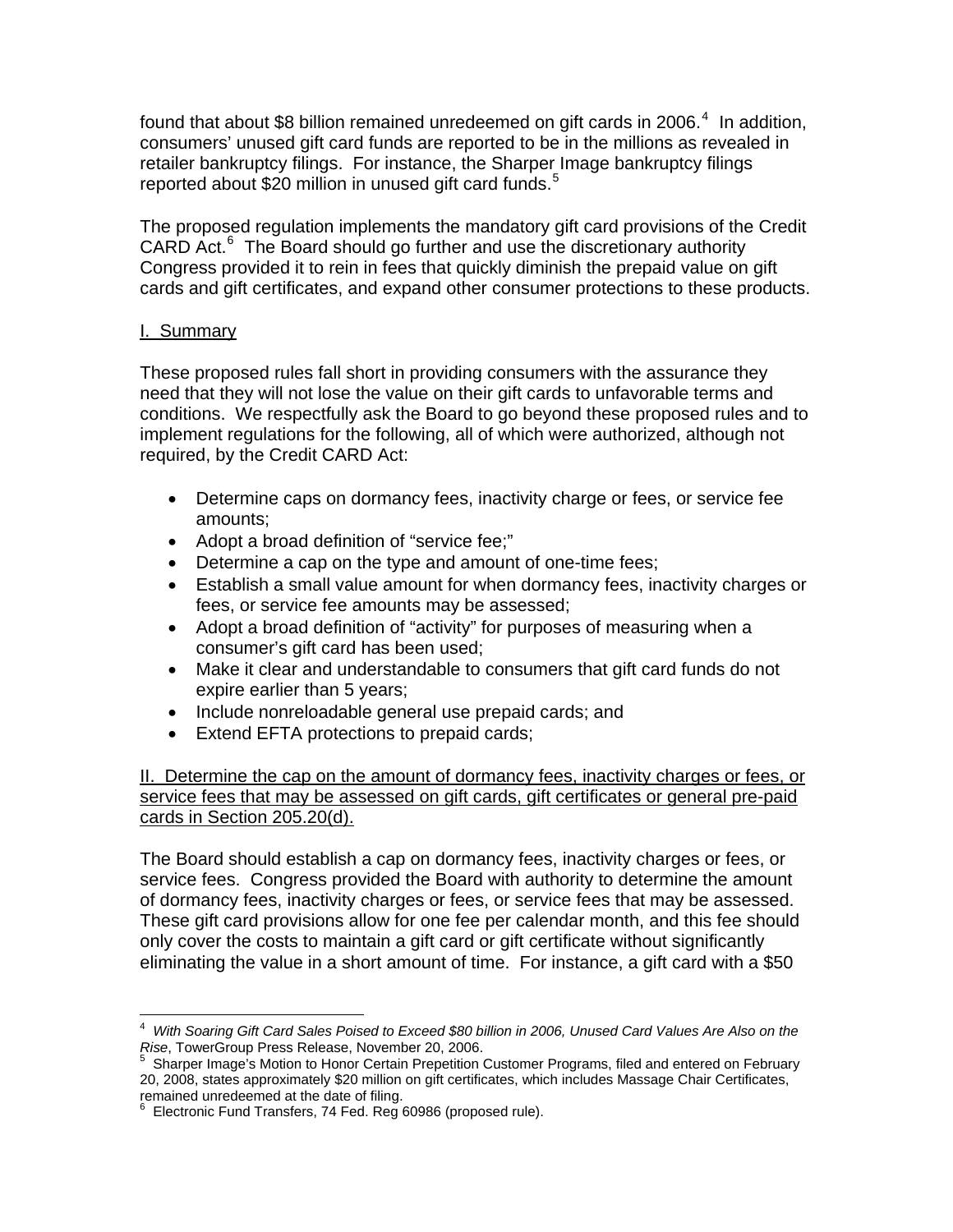found that about $8 billion remained unredeemed on gift cards in 2006.[4] In addition, consumers' unused gift card funds are reported to be in the millions as revealed in retailer bankruptcy filings. For instance, the Sharper Image bankruptcy filings reported about $20 million in unused gift card funds.[5]

The proposed regulation implements the mandatory gift card provisions of the Credit CARD Act.[6] The Board should go further and use the discretionary authority Congress provided it to rein in fees that quickly diminish the prepaid value on gift cards and gift certificates, and expand other consumer protections to these products.

## I. Summary

These proposed rules fall short in providing consumers with the assurance they need that they will not lose the value on their gift cards to unfavorable terms and conditions. We respectfully ask the Board to go beyond these proposed rules and to implement regulations for the following, all of which were authorized, although not required, by the Credit CARD Act:

- Determine caps on dormancy fees, inactivity charge or fees, or service fee amounts;
- Adopt a broad definition of "service fee;"
- Determine a cap on the type and amount of one-time fees;
- Establish a small value amount for when dormancy fees, inactivity charges or fees, or service fee amounts may be assessed;
- Adopt a broad definition of "activity" for purposes of measuring when a consumer's gift card has been used;
- Make it clear and understandable to consumers that gift card funds do not expire earlier than 5 years;
- Include nonreloadable general use prepaid cards; and
- Extend EFTA protections to prepaid cards;

## II. Determine the cap on the amount of dormancy fees, inactivity charges or fees, or service fees that may be assessed on gift cards, gift certificates or general pre-paid cards in Section 205.20(d).

The Board should establish a cap on dormancy fees, inactivity charges or fees, or service fees. Congress provided the Board with authority to determine the amount of dormancy fees, inactivity charges or fees, or service fees that may be assessed. These gift card provisions allow for one fee per calendar month, and this fee should only cover the costs to maintain a gift card or gift certificate without significantly eliminating the value in a short amount of time. For instance, a gift card with a $50

---

[4] *With Soaring Gift Card Sales Poised to Exceed $80 billion in 2006, Unused Card Values Are Also on the Rise*, TowerGroup Press Release, November 20, 2006.

[5] Sharper Image's Motion to Honor Certain Prepetition Customer Programs, filed and entered on February 20, 2008, states approximately $20 million on gift certificates, which includes Massage Chair Certificates, remained unredeemed at the date of filing.

[6] Electronic Fund Transfers, 74 Fed. Reg 60986 (proposed rule).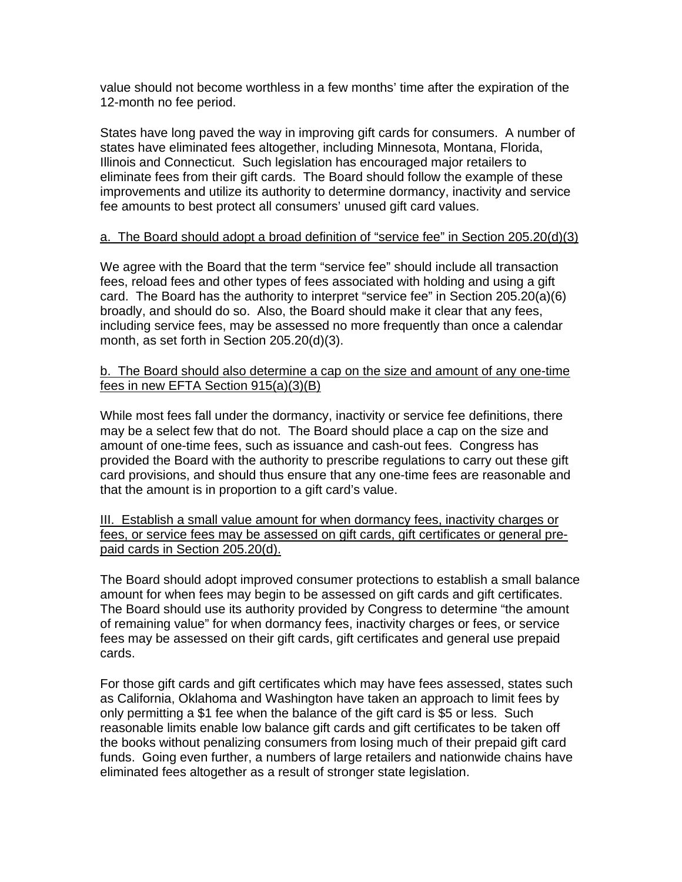value should not become worthless in a few months' time after the expiration of the 12-month no fee period.

States have long paved the way in improving gift cards for consumers. A number of states have eliminated fees altogether, including Minnesota, Montana, Florida, Illinois and Connecticut. Such legislation has encouraged major retailers to eliminate fees from their gift cards. The Board should follow the example of these improvements and utilize its authority to determine dormancy, inactivity and service fee amounts to best protect all consumers' unused gift card values.

<u>a. The Board should adopt a broad definition of "service fee" in Section 205.20(d)(3)</u>

We agree with the Board that the term "service fee" should include all transaction fees, reload fees and other types of fees associated with holding and using a gift card. The Board has the authority to interpret "service fee" in Section 205.20(a)(6) broadly, and should do so. Also, the Board should make it clear that any fees, including service fees, may be assessed no more frequently than once a calendar month, as set forth in Section 205.20(d)(3).

<u>b. The Board should also determine a cap on the size and amount of any one-time fees in new EFTA Section 915(a)(3)(B)</u>

While most fees fall under the dormancy, inactivity or service fee definitions, there may be a select few that do not. The Board should place a cap on the size and amount of one-time fees, such as issuance and cash-out fees. Congress has provided the Board with the authority to prescribe regulations to carry out these gift card provisions, and should thus ensure that any one-time fees are reasonable and that the amount is in proportion to a gift card's value.

<u>III. Establish a small value amount for when dormancy fees, inactivity charges or fees, or service fees may be assessed on gift cards, gift certificates or general pre-paid cards in Section 205.20(d).</u>

The Board should adopt improved consumer protections to establish a small balance amount for when fees may begin to be assessed on gift cards and gift certificates. The Board should use its authority provided by Congress to determine "the amount of remaining value" for when dormancy fees, inactivity charges or fees, or service fees may be assessed on their gift cards, gift certificates and general use prepaid cards.

For those gift cards and gift certificates which may have fees assessed, states such as California, Oklahoma and Washington have taken an approach to limit fees by only permitting a $1 fee when the balance of the gift card is $5 or less. Such reasonable limits enable low balance gift cards and gift certificates to be taken off the books without penalizing consumers from losing much of their prepaid gift card funds. Going even further, a numbers of large retailers and nationwide chains have eliminated fees altogether as a result of stronger state legislation.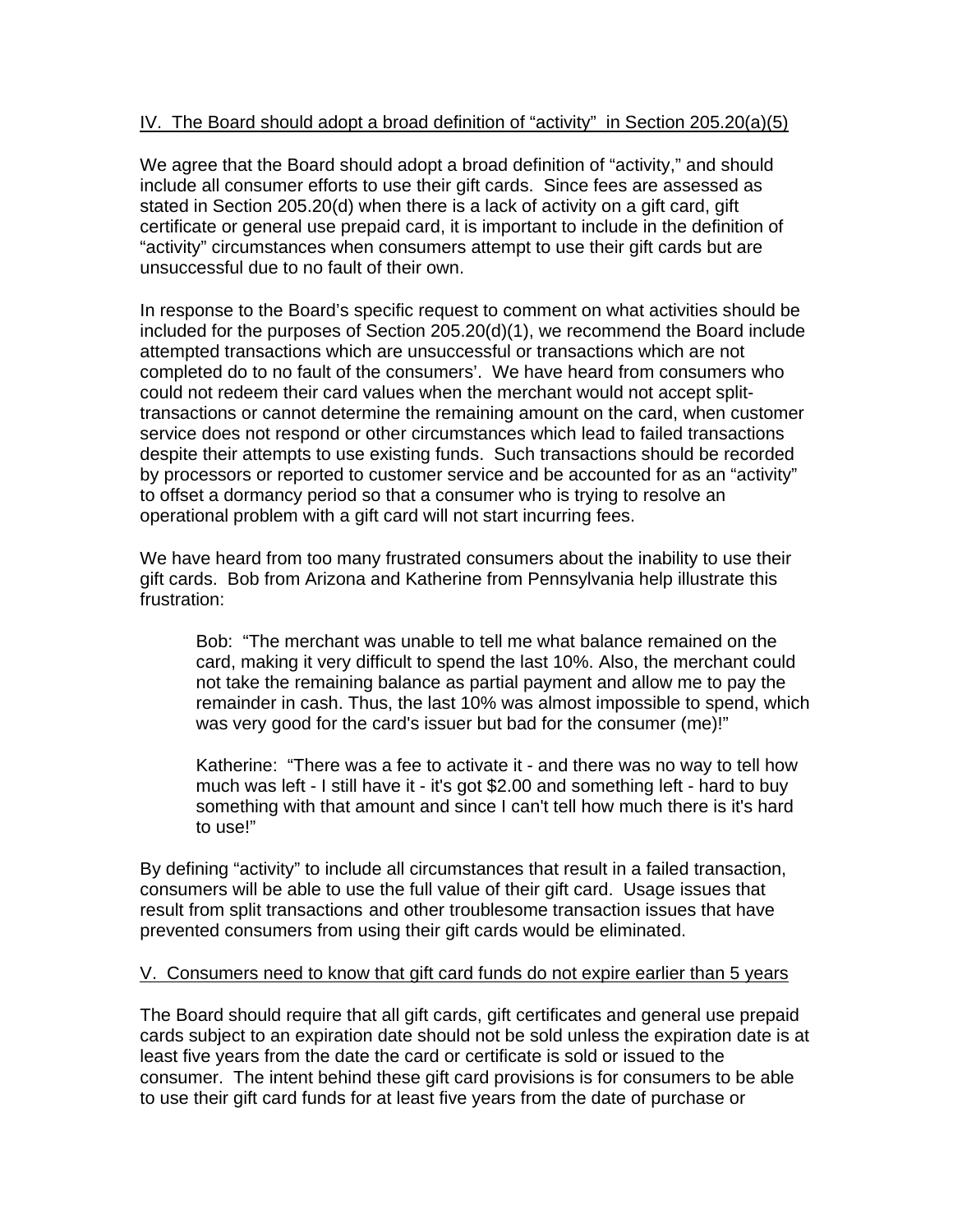IV. The Board should adopt a broad definition of "activity" in Section 205.20(a)(5)

We agree that the Board should adopt a broad definition of "activity," and should include all consumer efforts to use their gift cards. Since fees are assessed as stated in Section 205.20(d) when there is a lack of activity on a gift card, gift certificate or general use prepaid card, it is important to include in the definition of "activity" circumstances when consumers attempt to use their gift cards but are unsuccessful due to no fault of their own.

In response to the Board's specific request to comment on what activities should be included for the purposes of Section 205.20(d)(1), we recommend the Board include attempted transactions which are unsuccessful or transactions which are not completed do to no fault of the consumers'. We have heard from consumers who could not redeem their card values when the merchant would not accept split-transactions or cannot determine the remaining amount on the card, when customer service does not respond or other circumstances which lead to failed transactions despite their attempts to use existing funds. Such transactions should be recorded by processors or reported to customer service and be accounted for as an "activity" to offset a dormancy period so that a consumer who is trying to resolve an operational problem with a gift card will not start incurring fees.

We have heard from too many frustrated consumers about the inability to use their gift cards. Bob from Arizona and Katherine from Pennsylvania help illustrate this frustration:

> Bob: "The merchant was unable to tell me what balance remained on the card, making it very difficult to spend the last 10%. Also, the merchant could not take the remaining balance as partial payment and allow me to pay the remainder in cash. Thus, the last 10% was almost impossible to spend, which was very good for the card's issuer but bad for the consumer (me)!"
>
> Katherine: "There was a fee to activate it - and there was no way to tell how much was left - I still have it - it's got $2.00 and something left - hard to buy something with that amount and since I can't tell how much there is it's hard to use!"

By defining "activity" to include all circumstances that result in a failed transaction, consumers will be able to use the full value of their gift card. Usage issues that result from split transactions and other troublesome transaction issues that have prevented consumers from using their gift cards would be eliminated.

V. Consumers need to know that gift card funds do not expire earlier than 5 years

The Board should require that all gift cards, gift certificates and general use prepaid cards subject to an expiration date should not be sold unless the expiration date is at least five years from the date the card or certificate is sold or issued to the consumer. The intent behind these gift card provisions is for consumers to be able to use their gift card funds for at least five years from the date of purchase or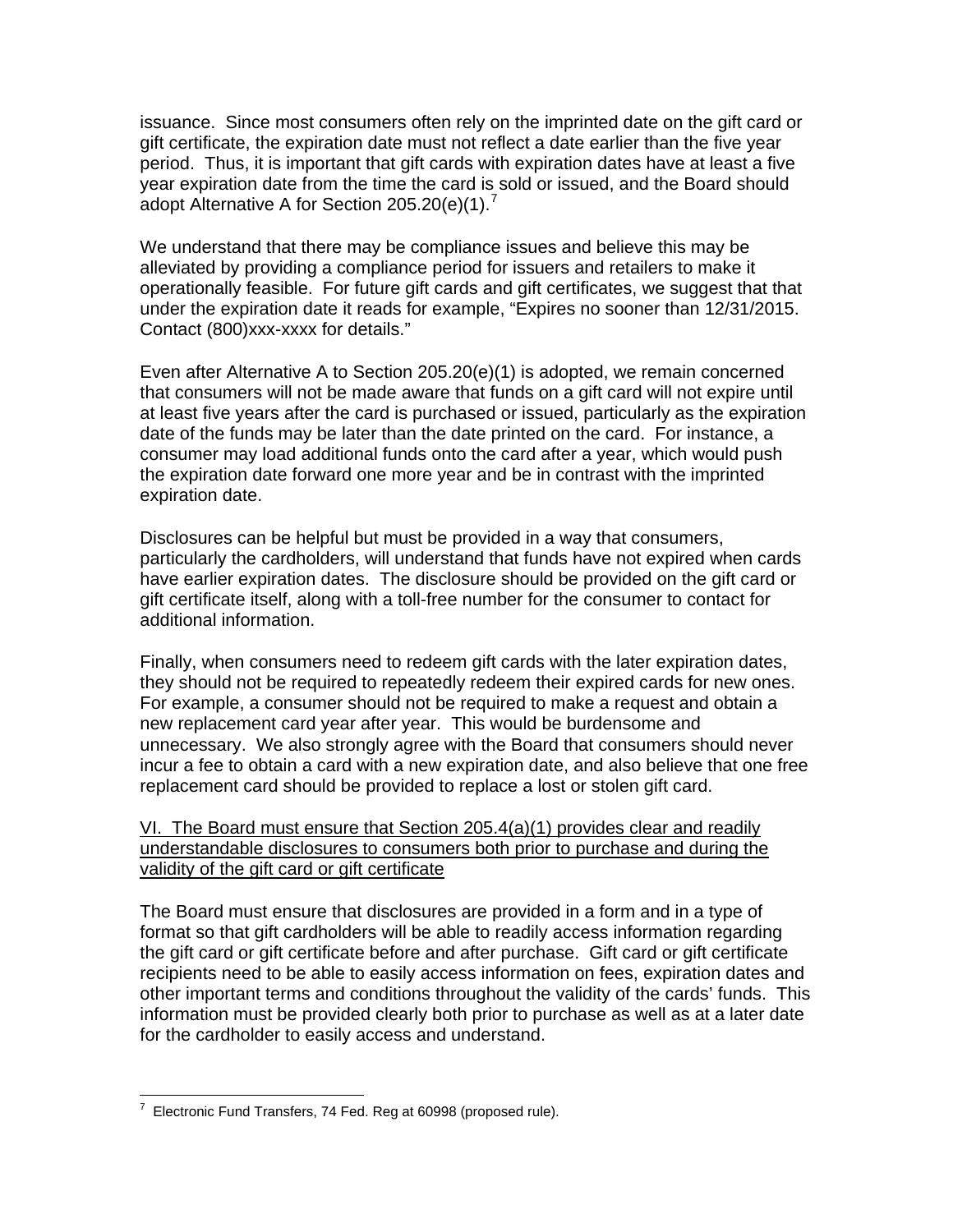issuance. Since most consumers often rely on the imprinted date on the gift card or gift certificate, the expiration date must not reflect a date earlier than the five year period. Thus, it is important that gift cards with expiration dates have at least a five year expiration date from the time the card is sold or issued, and the Board should adopt Alternative A for Section 205.20(e)(1).[7]

We understand that there may be compliance issues and believe this may be alleviated by providing a compliance period for issuers and retailers to make it operationally feasible. For future gift cards and gift certificates, we suggest that that under the expiration date it reads for example, "Expires no sooner than 12/31/2015. Contact (800)xxx-xxxx for details."

Even after Alternative A to Section 205.20(e)(1) is adopted, we remain concerned that consumers will not be made aware that funds on a gift card will not expire until at least five years after the card is purchased or issued, particularly as the expiration date of the funds may be later than the date printed on the card. For instance, a consumer may load additional funds onto the card after a year, which would push the expiration date forward one more year and be in contrast with the imprinted expiration date.

Disclosures can be helpful but must be provided in a way that consumers, particularly the cardholders, will understand that funds have not expired when cards have earlier expiration dates. The disclosure should be provided on the gift card or gift certificate itself, along with a toll-free number for the consumer to contact for additional information.

Finally, when consumers need to redeem gift cards with the later expiration dates, they should not be required to repeatedly redeem their expired cards for new ones. For example, a consumer should not be required to make a request and obtain a new replacement card year after year. This would be burdensome and unnecessary. We also strongly agree with the Board that consumers should never incur a fee to obtain a card with a new expiration date, and also believe that one free replacement card should be provided to replace a lost or stolen gift card.

<u>VI. The Board must ensure that Section 205.4(a)(1) provides clear and readily understandable disclosures to consumers both prior to purchase and during the validity of the gift card or gift certificate</u>

The Board must ensure that disclosures are provided in a form and in a type of format so that gift cardholders will be able to readily access information regarding the gift card or gift certificate before and after purchase. Gift card or gift certificate recipients need to be able to easily access information on fees, expiration dates and other important terms and conditions throughout the validity of the cards' funds. This information must be provided clearly both prior to purchase as well as at a later date for the cardholder to easily access and understand.

---

[7] Electronic Fund Transfers, 74 Fed. Reg at 60998 (proposed rule).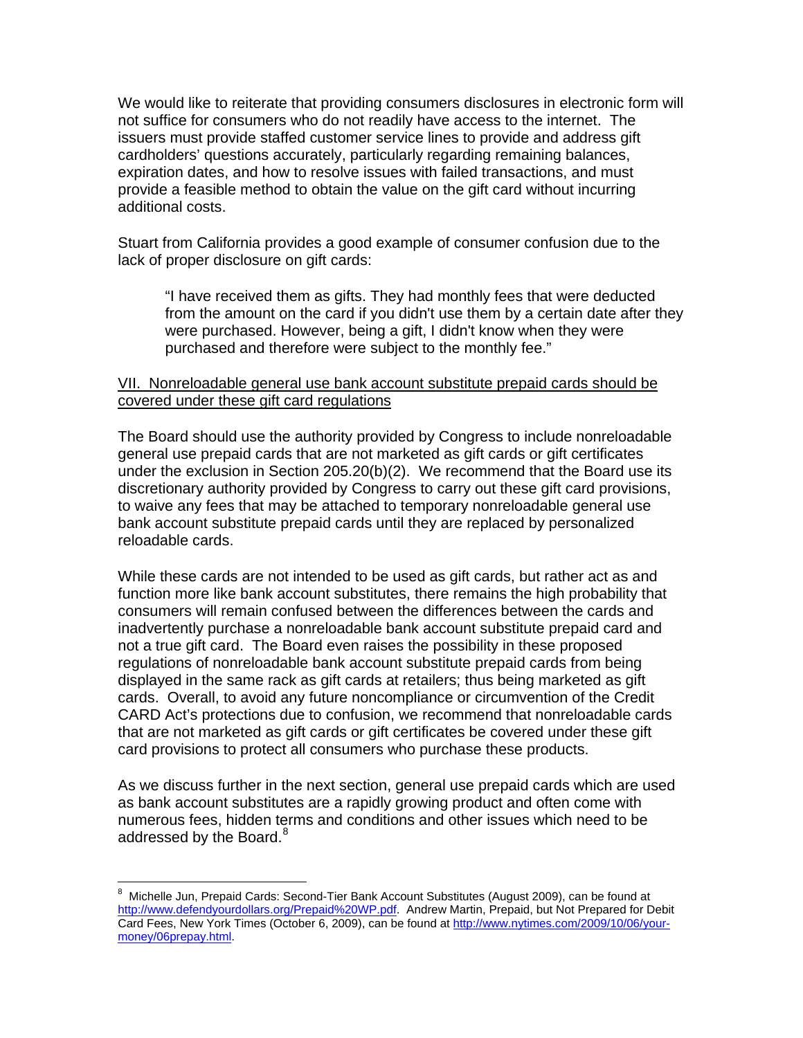We would like to reiterate that providing consumers disclosures in electronic form will not suffice for consumers who do not readily have access to the internet. The issuers must provide staffed customer service lines to provide and address gift cardholders' questions accurately, particularly regarding remaining balances, expiration dates, and how to resolve issues with failed transactions, and must provide a feasible method to obtain the value on the gift card without incurring additional costs.

Stuart from California provides a good example of consumer confusion due to the lack of proper disclosure on gift cards:

> "I have received them as gifts. They had monthly fees that were deducted from the amount on the card if you didn't use them by a certain date after they were purchased. However, being a gift, I didn't know when they were purchased and therefore were subject to the monthly fee."

<u>VII. Nonreloadable general use bank account substitute prepaid cards should be covered under these gift card regulations</u>

The Board should use the authority provided by Congress to include nonreloadable general use prepaid cards that are not marketed as gift cards or gift certificates under the exclusion in Section 205.20(b)(2). We recommend that the Board use its discretionary authority provided by Congress to carry out these gift card provisions, to waive any fees that may be attached to temporary nonreloadable general use bank account substitute prepaid cards until they are replaced by personalized reloadable cards.

While these cards are not intended to be used as gift cards, but rather act as and function more like bank account substitutes, there remains the high probability that consumers will remain confused between the differences between the cards and inadvertently purchase a nonreloadable bank account substitute prepaid card and not a true gift card. The Board even raises the possibility in these proposed regulations of nonreloadable bank account substitute prepaid cards from being displayed in the same rack as gift cards at retailers; thus being marketed as gift cards. Overall, to avoid any future noncompliance or circumvention of the Credit CARD Act's protections due to confusion, we recommend that nonreloadable cards that are not marketed as gift cards or gift certificates be covered under these gift card provisions to protect all consumers who purchase these products.

As we discuss further in the next section, general use prepaid cards which are used as bank account substitutes are a rapidly growing product and often come with numerous fees, hidden terms and conditions and other issues which need to be addressed by the Board.[8]

---

[8] Michelle Jun, Prepaid Cards: Second-Tier Bank Account Substitutes (August 2009), can be found at http://www.defendyourdollars.org/Prepaid%20WP.pdf. Andrew Martin, Prepaid, but Not Prepared for Debit Card Fees, New York Times (October 6, 2009), can be found at http://www.nytimes.com/2009/10/06/your-money/06prepay.html.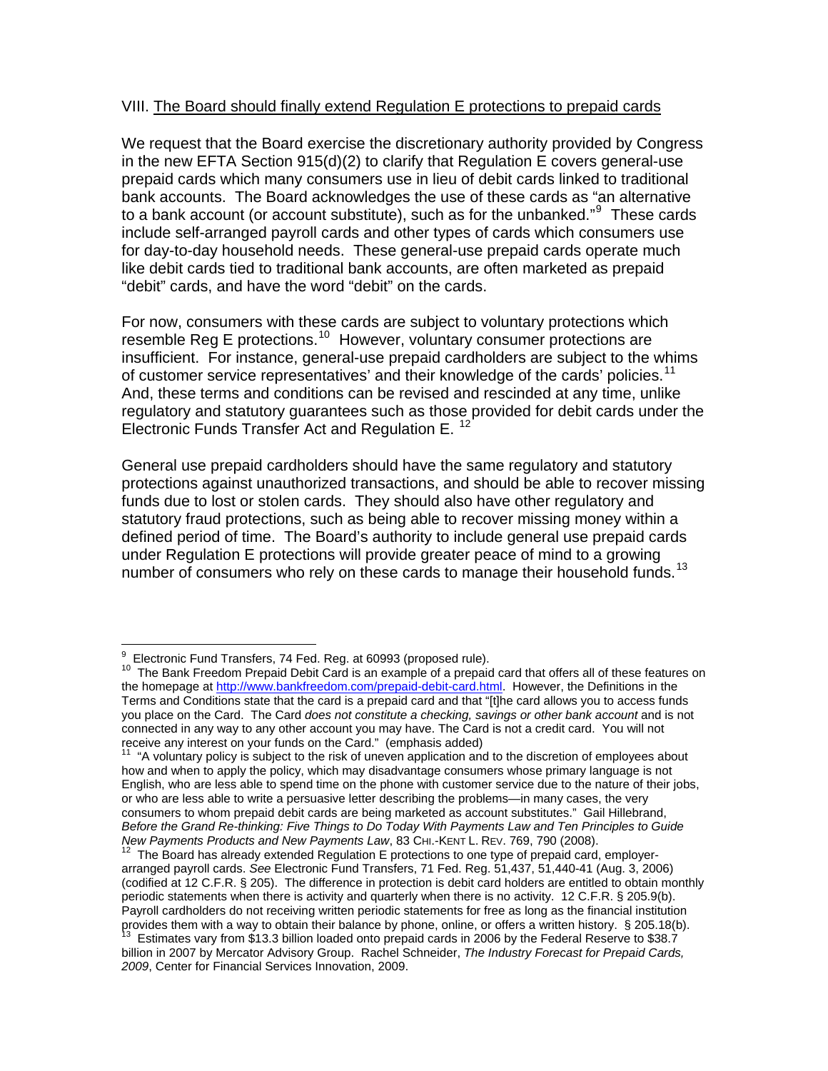VIII. The Board should finally extend Regulation E protections to prepaid cards

We request that the Board exercise the discretionary authority provided by Congress in the new EFTA Section 915(d)(2) to clarify that Regulation E covers general-use prepaid cards which many consumers use in lieu of debit cards linked to traditional bank accounts. The Board acknowledges the use of these cards as "an alternative to a bank account (or account substitute), such as for the unbanked."[9] These cards include self-arranged payroll cards and other types of cards which consumers use for day-to-day household needs. These general-use prepaid cards operate much like debit cards tied to traditional bank accounts, are often marketed as prepaid "debit" cards, and have the word "debit" on the cards.

For now, consumers with these cards are subject to voluntary protections which resemble Reg E protections.[10] However, voluntary consumer protections are insufficient. For instance, general-use prepaid cardholders are subject to the whims of customer service representatives' and their knowledge of the cards' policies.[11] And, these terms and conditions can be revised and rescinded at any time, unlike regulatory and statutory guarantees such as those provided for debit cards under the Electronic Funds Transfer Act and Regulation E. [12]

General use prepaid cardholders should have the same regulatory and statutory protections against unauthorized transactions, and should be able to recover missing funds due to lost or stolen cards. They should also have other regulatory and statutory fraud protections, such as being able to recover missing money within a defined period of time. The Board's authority to include general use prepaid cards under Regulation E protections will provide greater peace of mind to a growing number of consumers who rely on these cards to manage their household funds.[13]

---

[9] Electronic Fund Transfers, 74 Fed. Reg. at 60993 (proposed rule).

[10] The Bank Freedom Prepaid Debit Card is an example of a prepaid card that offers all of these features on the homepage at http://www.bankfreedom.com/prepaid-debit-card.html. However, the Definitions in the Terms and Conditions state that the card is a prepaid card and that "[t]he card allows you to access funds you place on the Card. The Card *does not constitute a checking, savings or other bank account* and is not connected in any way to any other account you may have. The Card is not a credit card. You will not receive any interest on your funds on the Card." (emphasis added)

[11] "A voluntary policy is subject to the risk of uneven application and to the discretion of employees about how and when to apply the policy, which may disadvantage consumers whose primary language is not English, who are less able to spend time on the phone with customer service due to the nature of their jobs, or who are less able to write a persuasive letter describing the problems—in many cases, the very consumers to whom prepaid debit cards are being marketed as account substitutes." Gail Hillebrand, *Before the Grand Re-thinking: Five Things to Do Today With Payments Law and Ten Principles to Guide New Payments Products and New Payments Law*, 83 CHI.-KENT L. REV. 769, 790 (2008).

[12] The Board has already extended Regulation E protections to one type of prepaid card, employer-arranged payroll cards. *See* Electronic Fund Transfers, 71 Fed. Reg. 51,437, 51,440-41 (Aug. 3, 2006) (codified at 12 C.F.R. § 205). The difference in protection is debit card holders are entitled to obtain monthly periodic statements when there is activity and quarterly when there is no activity. 12 C.F.R. § 205.9(b). Payroll cardholders do not receiving written periodic statements for free as long as the financial institution provides them with a way to obtain their balance by phone, online, or offers a written history. § 205.18(b).

[13] Estimates vary from $13.3 billion loaded onto prepaid cards in 2006 by the Federal Reserve to $38.7 billion in 2007 by Mercator Advisory Group. Rachel Schneider, *The Industry Forecast for Prepaid Cards, 2009*, Center for Financial Services Innovation, 2009.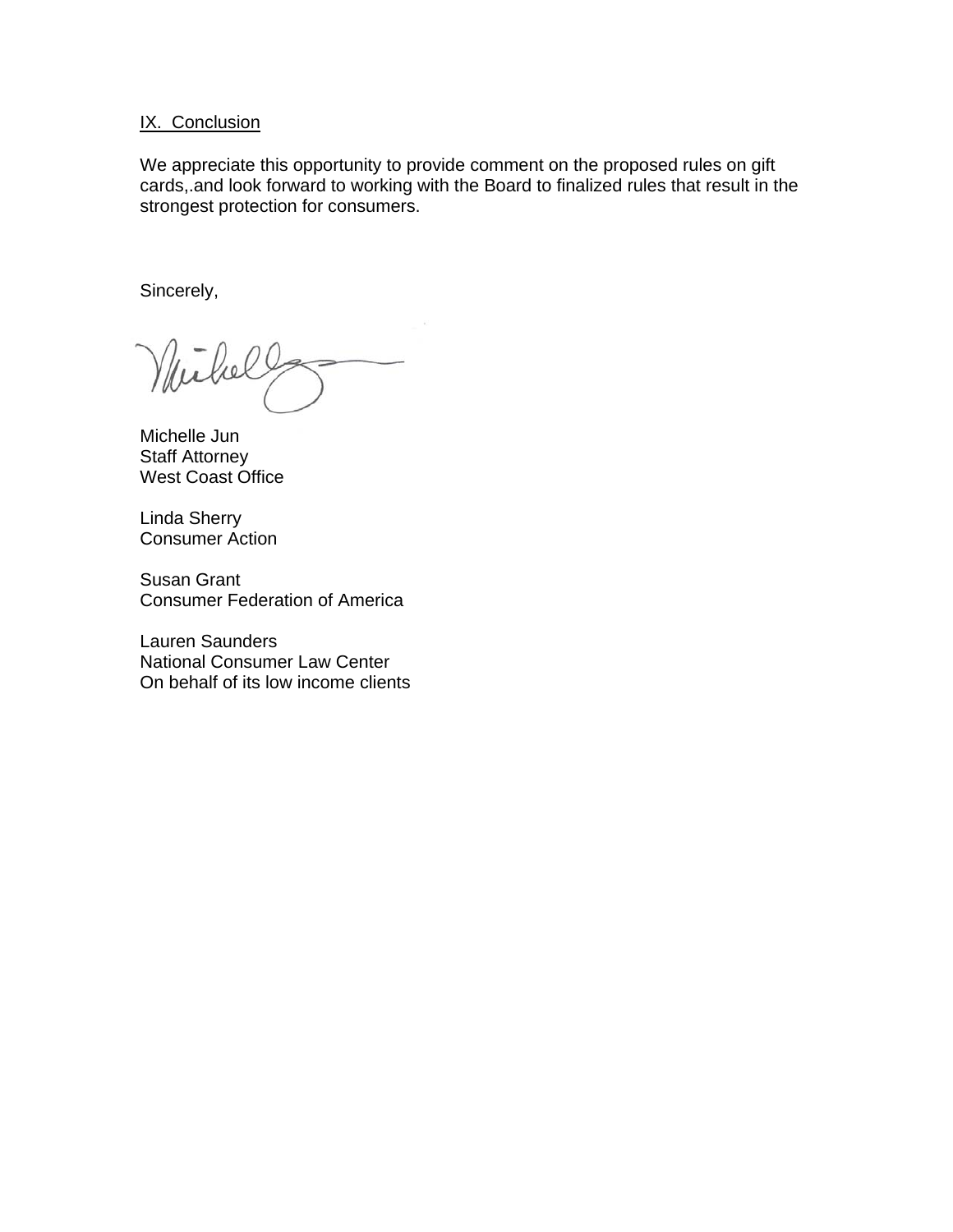<u>IX. Conclusion</u>

We appreciate this opportunity to provide comment on the proposed rules on gift cards,.and look forward to working with the Board to finalized rules that result in the strongest protection for consumers.

Sincerely,

Michelle Jun
Staff Attorney
West Coast Office

Linda Sherry
Consumer Action

Susan Grant
Consumer Federation of America

Lauren Saunders
National Consumer Law Center
On behalf of its low income clients